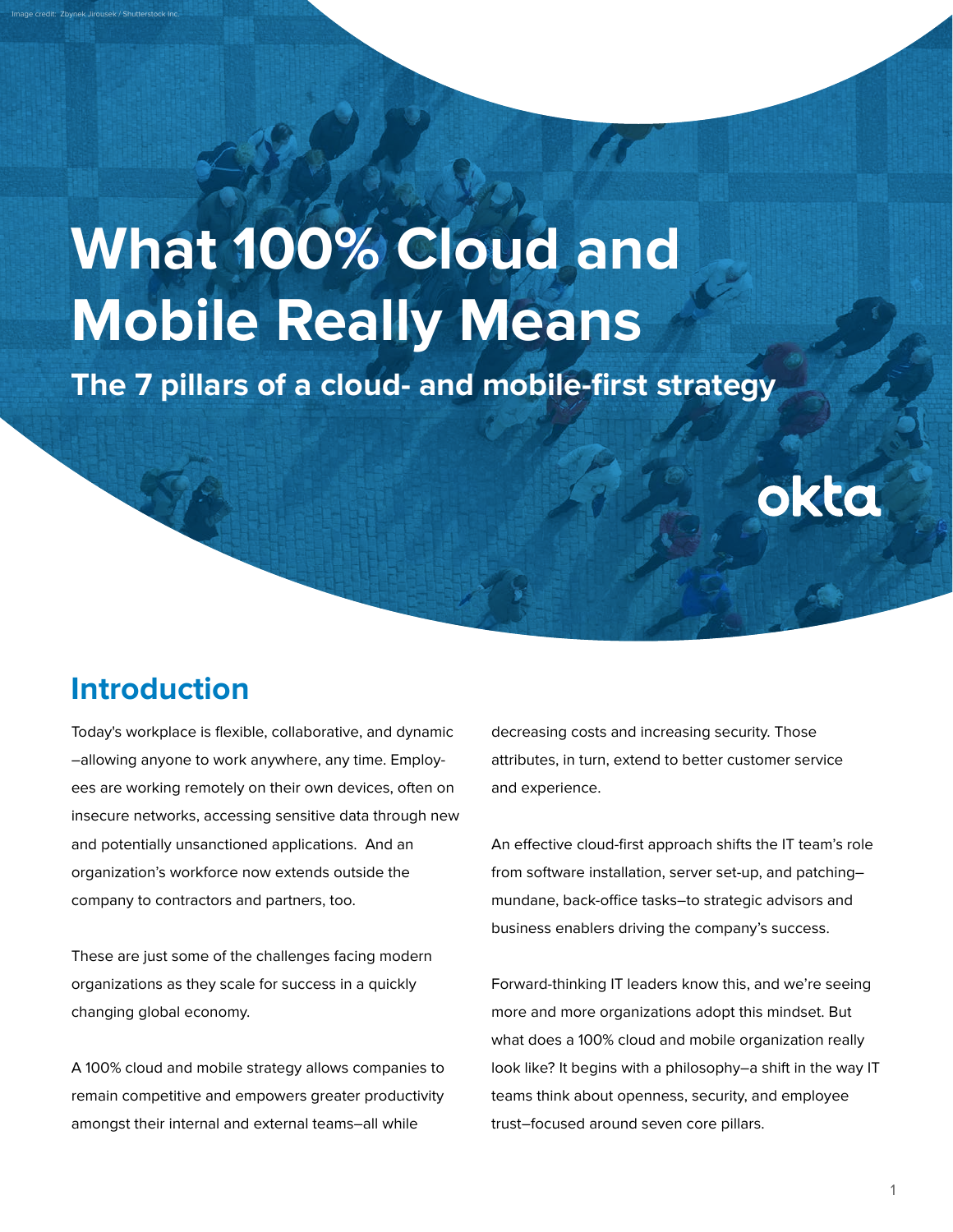Image credit: Zbynek Jirousek / Shutterstock Inc.

# What 100% Cloud and Mobile Really Means

**The 7 pillars of a cloud- and mobile-first strategy**

okta

## Introduction

Today's workplace is flexible, collaborative, and dynamic–allowing anyone to work anywhere, any time. Employees are working remotely on their own devices, often on insecure networks, accessing sensitive data through new and potentially unsanctioned applications. And an organization's workforce now extends outside the company to contractors and partners, too.

These are just some of the challenges facing modern organizations as they scale for success in a quickly changing global economy.

A 100% cloud and mobile strategy allows companies to remain competitive and empowers greater productivity amongst their internal and external teams–all while decreasing costs and increasing security. Those attributes, in turn, extend to better customer service and experience.

An effective cloud-first approach shifts the IT team's role from software installation, server set-up, and patching–mundane, back-office tasks–to strategic advisors and business enablers driving the company's success.

Forward-thinking IT leaders know this, and we're seeing more and more organizations adopt this mindset. But what does a 100% cloud and mobile organization really look like? It begins with a philosophy–a shift in the way IT teams think about openness, security, and employee trust–focused around seven core pillars.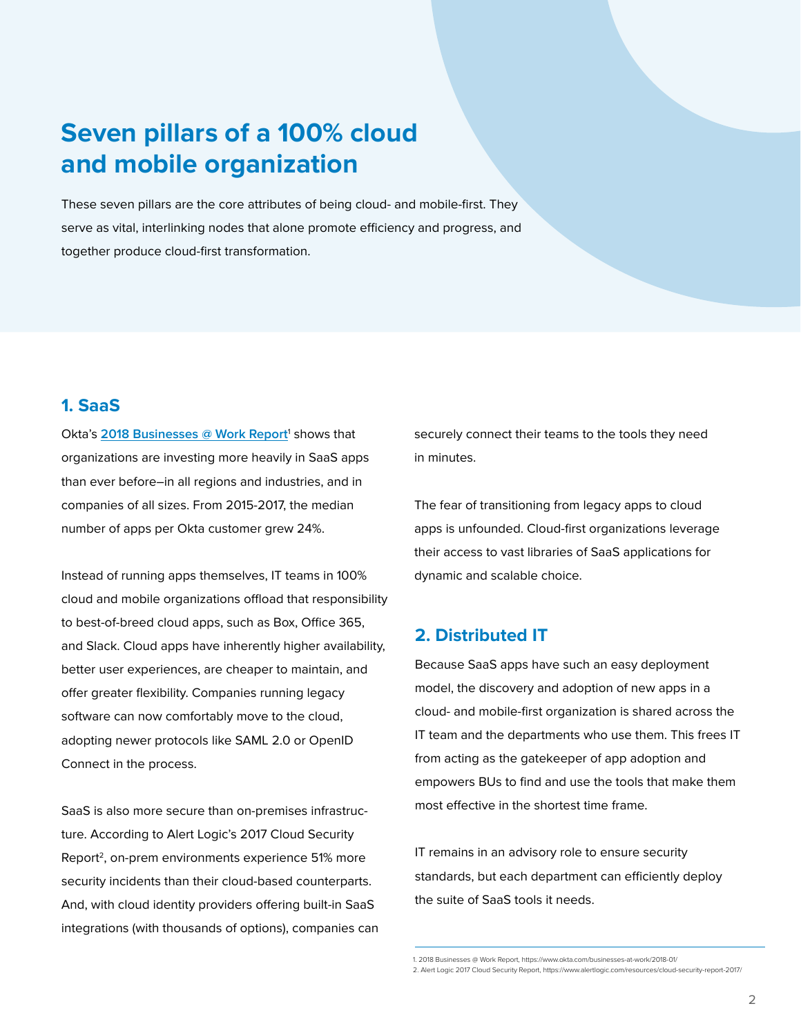# Seven pillars of a 100% cloud and mobile organization

These seven pillars are the core attributes of being cloud- and mobile-first. They serve as vital, interlinking nodes that alone promote efficiency and progress, and together produce cloud-first transformation.

## 1. SaaS

Okta's **2018 Businesses @ Work Report**[1] shows that organizations are investing more heavily in SaaS apps than ever before–in all regions and industries, and in companies of all sizes. From 2015-2017, the median number of apps per Okta customer grew 24%.

Instead of running apps themselves, IT teams in 100% cloud and mobile organizations offload that responsibility to best-of-breed cloud apps, such as Box, Office 365, and Slack. Cloud apps have inherently higher availability, better user experiences, are cheaper to maintain, and offer greater flexibility. Companies running legacy software can now comfortably move to the cloud, adopting newer protocols like SAML 2.0 or OpenID Connect in the process.

SaaS is also more secure than on-premises infrastructure. According to Alert Logic's 2017 Cloud Security Report[2], on-prem environments experience 51% more security incidents than their cloud-based counterparts. And, with cloud identity providers offering built-in SaaS integrations (with thousands of options), companies can securely connect their teams to the tools they need in minutes.

The fear of transitioning from legacy apps to cloud apps is unfounded. Cloud-first organizations leverage their access to vast libraries of SaaS applications for dynamic and scalable choice.

## 2. Distributed IT

Because SaaS apps have such an easy deployment model, the discovery and adoption of new apps in a cloud- and mobile-first organization is shared across the IT team and the departments who use them. This frees IT from acting as the gatekeeper of app adoption and empowers BUs to find and use the tools that make them most effective in the shortest time frame.

IT remains in an advisory role to ensure security standards, but each department can efficiently deploy the suite of SaaS tools it needs.

1. 2018 Businesses @ Work Report, https://www.okta.com/businesses-at-work/2018-01/
2. Alert Logic 2017 Cloud Security Report, https://www.alertlogic.com/resources/cloud-security-report-2017/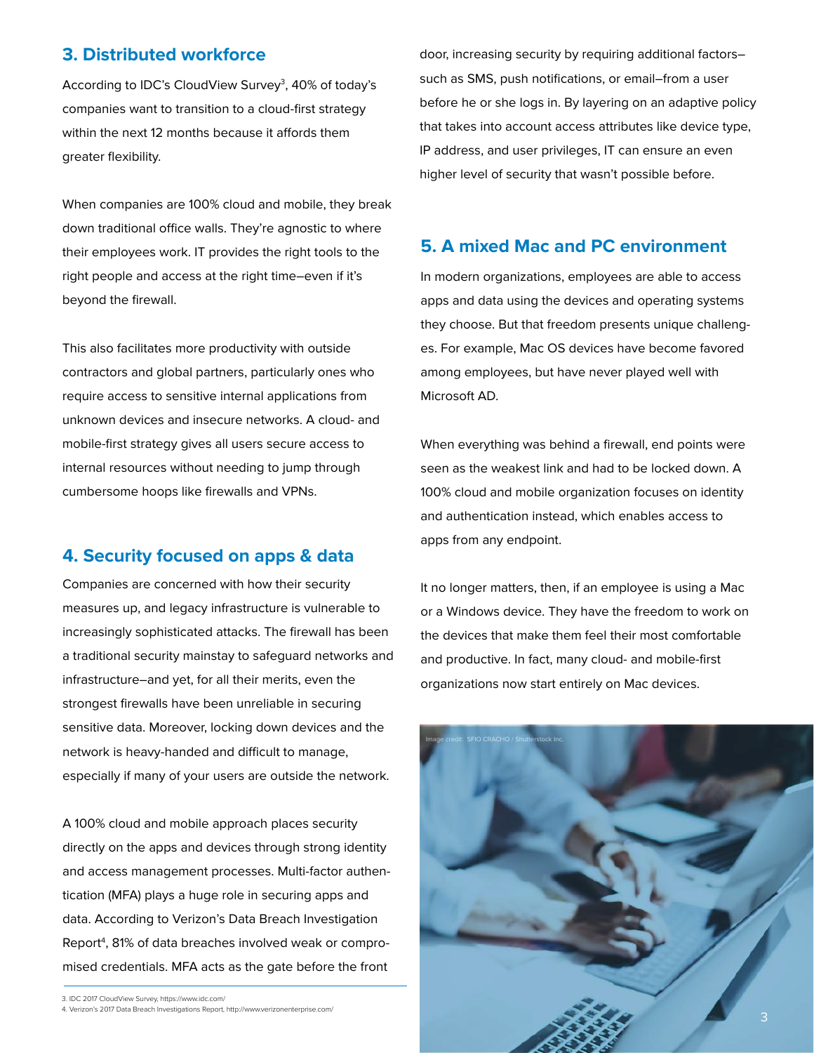## 3. Distributed workforce

According to IDC's CloudView Survey[3], 40% of today's companies want to transition to a cloud-first strategy within the next 12 months because it affords them greater flexibility.

When companies are 100% cloud and mobile, they break down traditional office walls. They're agnostic to where their employees work. IT provides the right tools to the right people and access at the right time–even if it's beyond the firewall.

This also facilitates more productivity with outside contractors and global partners, particularly ones who require access to sensitive internal applications from unknown devices and insecure networks. A cloud- and mobile-first strategy gives all users secure access to internal resources without needing to jump through cumbersome hoops like firewalls and VPNs.

## 4. Security focused on apps & data

Companies are concerned with how their security measures up, and legacy infrastructure is vulnerable to increasingly sophisticated attacks. The firewall has been a traditional security mainstay to safeguard networks and infrastructure–and yet, for all their merits, even the strongest firewalls have been unreliable in securing sensitive data. Moreover, locking down devices and the network is heavy-handed and difficult to manage, especially if many of your users are outside the network.

A 100% cloud and mobile approach places security directly on the apps and devices through strong identity and access management processes. Multi-factor authentication (MFA) plays a huge role in securing apps and data. According to Verizon's Data Breach Investigation Report[4], 81% of data breaches involved weak or compromised credentials. MFA acts as the gate before the front door, increasing security by requiring additional factors–such as SMS, push notifications, or email–from a user before he or she logs in. By layering on an adaptive policy that takes into account access attributes like device type, IP address, and user privileges, IT can ensure an even higher level of security that wasn't possible before.

## 5. A mixed Mac and PC environment

In modern organizations, employees are able to access apps and data using the devices and operating systems they choose. But that freedom presents unique challenges. For example, Mac OS devices have become favored among employees, but have never played well with Microsoft AD.

When everything was behind a firewall, end points were seen as the weakest link and had to be locked down. A 100% cloud and mobile organization focuses on identity and authentication instead, which enables access to apps from any endpoint.

It no longer matters, then, if an employee is using a Mac or a Windows device. They have the freedom to work on the devices that make them feel their most comfortable and productive. In fact, many cloud- and mobile-first organizations now start entirely on Mac devices.

Image credit: SFIO CRACHO / Shutterstock Inc.

3. IDC 2017 CloudView Survey, https://www.idc.com/
4. Verizon's 2017 Data Breach Investigations Report, http://www.verizonenterprise.com/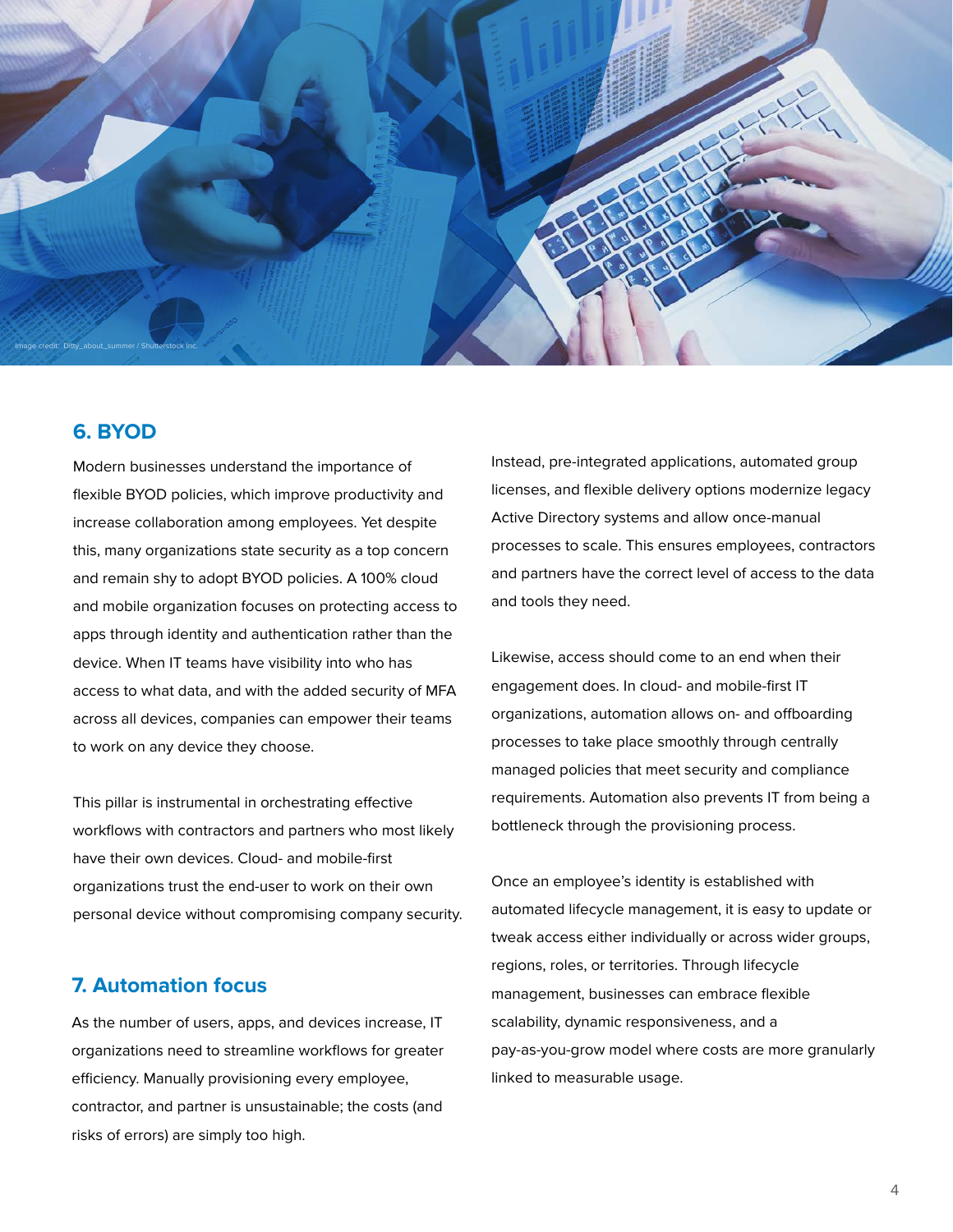Image credit: Ditty_about_summer / Shutterstock Inc.

## 6. BYOD

Modern businesses understand the importance of flexible BYOD policies, which improve productivity and increase collaboration among employees. Yet despite this, many organizations state security as a top concern and remain shy to adopt BYOD policies. A 100% cloud and mobile organization focuses on protecting access to apps through identity and authentication rather than the device. When IT teams have visibility into who has access to what data, and with the added security of MFA across all devices, companies can empower their teams to work on any device they choose.

This pillar is instrumental in orchestrating effective workflows with contractors and partners who most likely have their own devices. Cloud- and mobile-first organizations trust the end-user to work on their own personal device without compromising company security.

## 7. Automation focus

As the number of users, apps, and devices increase, IT organizations need to streamline workflows for greater efficiency. Manually provisioning every employee, contractor, and partner is unsustainable; the costs (and risks of errors) are simply too high.

Instead, pre-integrated applications, automated group licenses, and flexible delivery options modernize legacy Active Directory systems and allow once-manual processes to scale. This ensures employees, contractors and partners have the correct level of access to the data and tools they need.

Likewise, access should come to an end when their engagement does. In cloud- and mobile-first IT organizations, automation allows on- and offboarding processes to take place smoothly through centrally managed policies that meet security and compliance requirements. Automation also prevents IT from being a bottleneck through the provisioning process.

Once an employee's identity is established with automated lifecycle management, it is easy to update or tweak access either individually or across wider groups, regions, roles, or territories. Through lifecycle management, businesses can embrace flexible scalability, dynamic responsiveness, and a pay-as-you-grow model where costs are more granularly linked to measurable usage.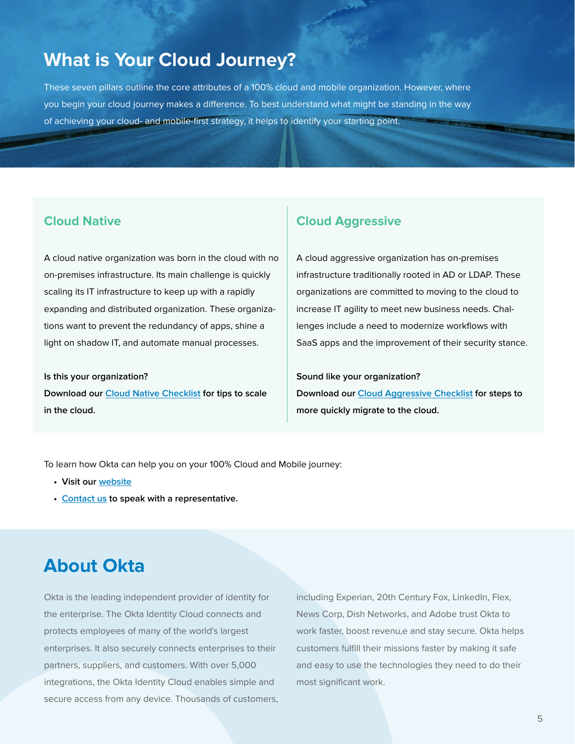# What is Your Cloud Journey?

These seven pillars outline the core attributes of a 100% cloud and mobile organization. However, where you begin your cloud journey makes a difference. To best understand what might be standing in the way of achieving your cloud- and mobile-first strategy, it helps to identify your starting point.

## Cloud Native

A cloud native organization was born in the cloud with no on-premises infrastructure. Its main challenge is quickly scaling its IT infrastructure to keep up with a rapidly expanding and distributed organization. These organizations want to prevent the redundancy of apps, shine a light on shadow IT, and automate manual processes.

**Is this your organization?**
**Download our Cloud Native Checklist for tips to scale in the cloud.**

## Cloud Aggressive

A cloud aggressive organization has on-premises infrastructure traditionally rooted in AD or LDAP. These organizations are committed to moving to the cloud to increase IT agility to meet new business needs. Challenges include a need to modernize workflows with SaaS apps and the improvement of their security stance.

**Sound like your organization?**
**Download our Cloud Aggressive Checklist for steps to more quickly migrate to the cloud.**

To learn how Okta can help you on your 100% Cloud and Mobile journey:

- **Visit our website**
- **Contact us to speak with a representative.**

# About Okta

Okta is the leading independent provider of identity for the enterprise. The Okta Identity Cloud connects and protects employees of many of the world's largest enterprises. It also securely connects enterprises to their partners, suppliers, and customers. With over 5,000 integrations, the Okta Identity Cloud enables simple and secure access from any device. Thousands of customers, including Experian, 20th Century Fox, LinkedIn, Flex, News Corp, Dish Networks, and Adobe trust Okta to work faster, boost revenu,e and stay secure. Okta helps customers fulfill their missions faster by making it safe and easy to use the technologies they need to do their most significant work.